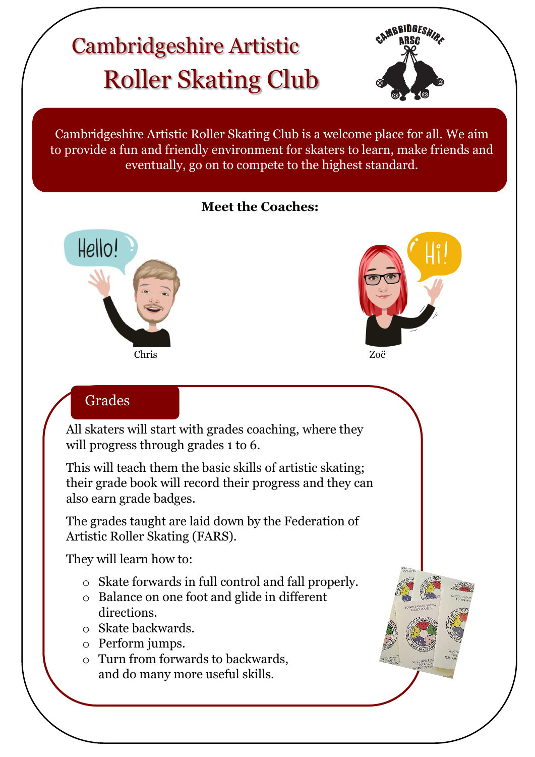# Cambridgeshire Artistic Roller Skating Club

Cambridgeshire Artistic Roller Skating Club is a welcome place for all. We aim to provide a fun and friendly environment for skaters to learn, make friends and eventually, go on to compete to the highest standard.

**Meet the Coaches:**

Chris

Zoë

## Grades

All skaters will start with grades coaching, where they will progress through grades 1 to 6.

This will teach them the basic skills of artistic skating; their grade book will record their progress and they can also earn grade badges.

The grades taught are laid down by the Federation of Artistic Roller Skating (FARS).

They will learn how to:

- Skate forwards in full control and fall properly.
- Balance on one foot and glide in different directions.
- Skate backwards.
- Perform jumps.
- Turn from forwards to backwards, and do many more useful skills.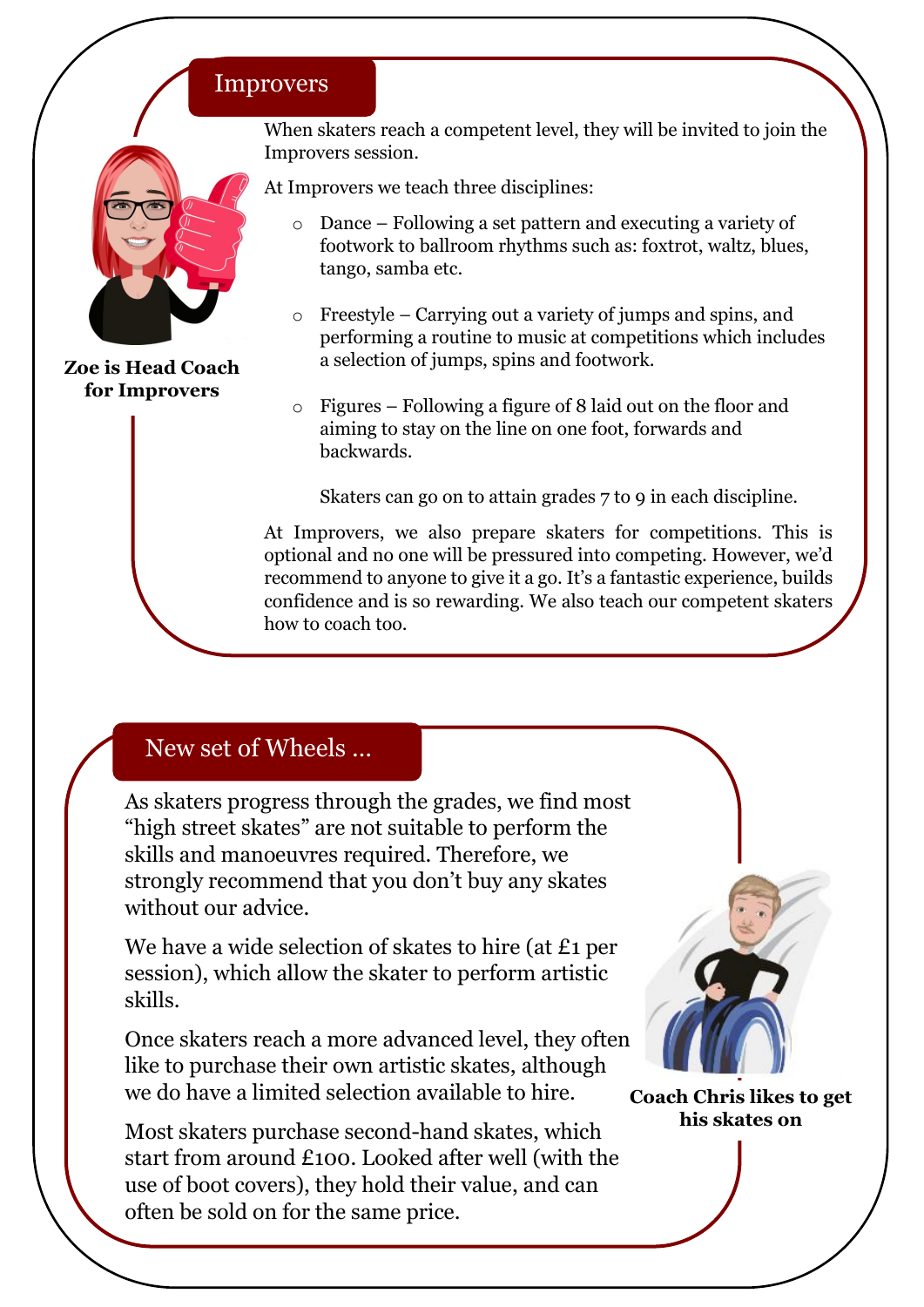## Improvers

**Zoe is Head Coach for Improvers**

When skaters reach a competent level, they will be invited to join the Improvers session.

At Improvers we teach three disciplines:

- Dance – Following a set pattern and executing a variety of footwork to ballroom rhythms such as: foxtrot, waltz, blues, tango, samba etc.
- Freestyle – Carrying out a variety of jumps and spins, and performing a routine to music at competitions which includes a selection of jumps, spins and footwork.
- Figures – Following a figure of 8 laid out on the floor and aiming to stay on the line on one foot, forwards and backwards.

  Skaters can go on to attain grades 7 to 9 in each discipline.

At Improvers, we also prepare skaters for competitions. This is optional and no one will be pressured into competing. However, we'd recommend to anyone to give it a go. It's a fantastic experience, builds confidence and is so rewarding. We also teach our competent skaters how to coach too.

## New set of Wheels …

As skaters progress through the grades, we find most "high street skates" are not suitable to perform the skills and manoeuvres required. Therefore, we strongly recommend that you don't buy any skates without our advice.

We have a wide selection of skates to hire (at £1 per session), which allow the skater to perform artistic skills.

Once skaters reach a more advanced level, they often like to purchase their own artistic skates, although we do have a limited selection available to hire.

Most skaters purchase second-hand skates, which start from around £100. Looked after well (with the use of boot covers), they hold their value, and can often be sold on for the same price.

**Coach Chris likes to get his skates on**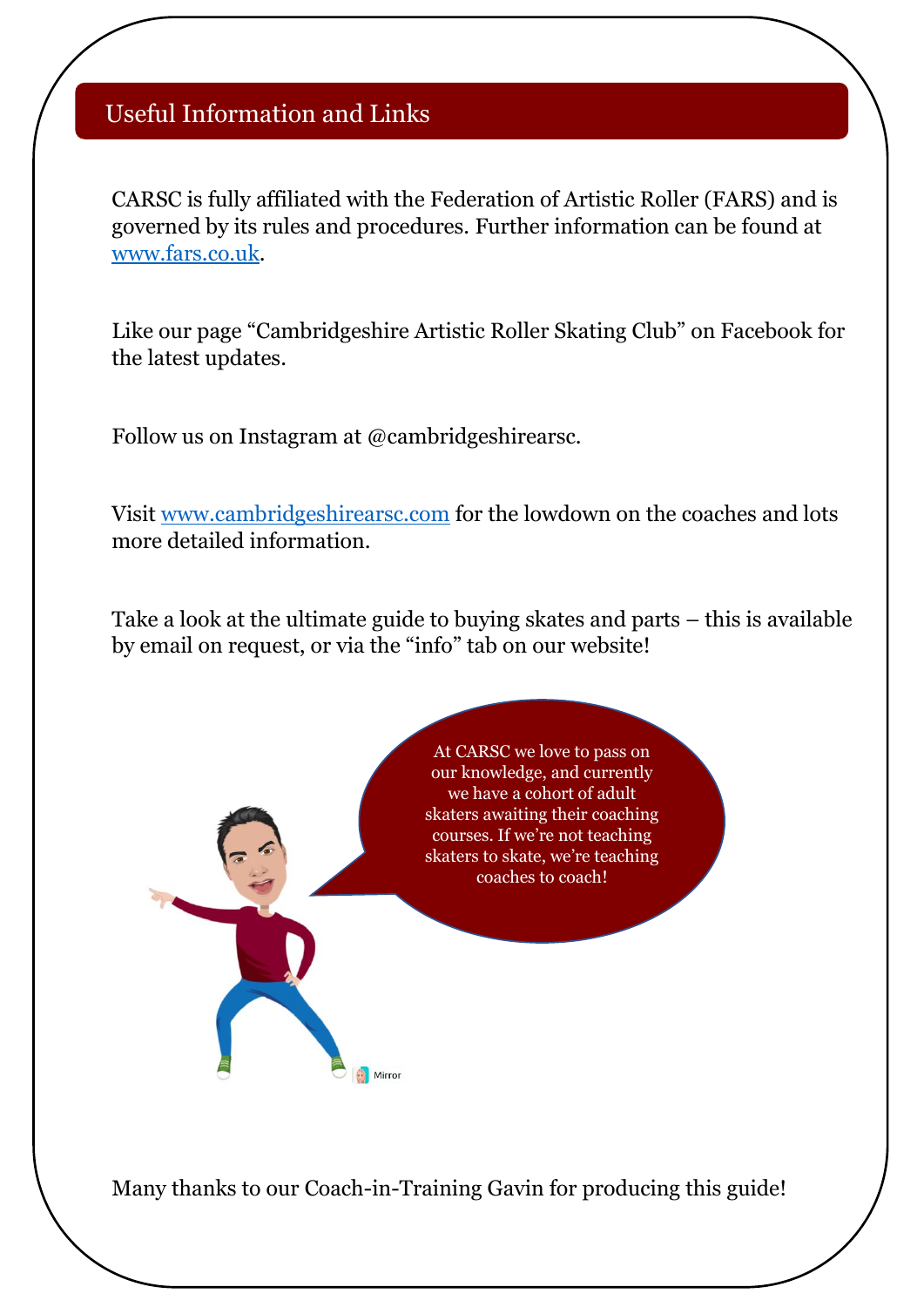## Useful Information and Links

CARSC is fully affiliated with the Federation of Artistic Roller (FARS) and is governed by its rules and procedures. Further information can be found at www.fars.co.uk.

Like our page "Cambridgeshire Artistic Roller Skating Club" on Facebook for the latest updates.

Follow us on Instagram at @cambridgeshirearsc.

Visit www.cambridgeshirearsc.com for the lowdown on the coaches and lots more detailed information.

Take a look at the ultimate guide to buying skates and parts – this is available by email on request, or via the "info" tab on our website!

At CARSC we love to pass on our knowledge, and currently we have a cohort of adult skaters awaiting their coaching courses. If we're not teaching skaters to skate, we're teaching coaches to coach!

Many thanks to our Coach-in-Training Gavin for producing this guide!